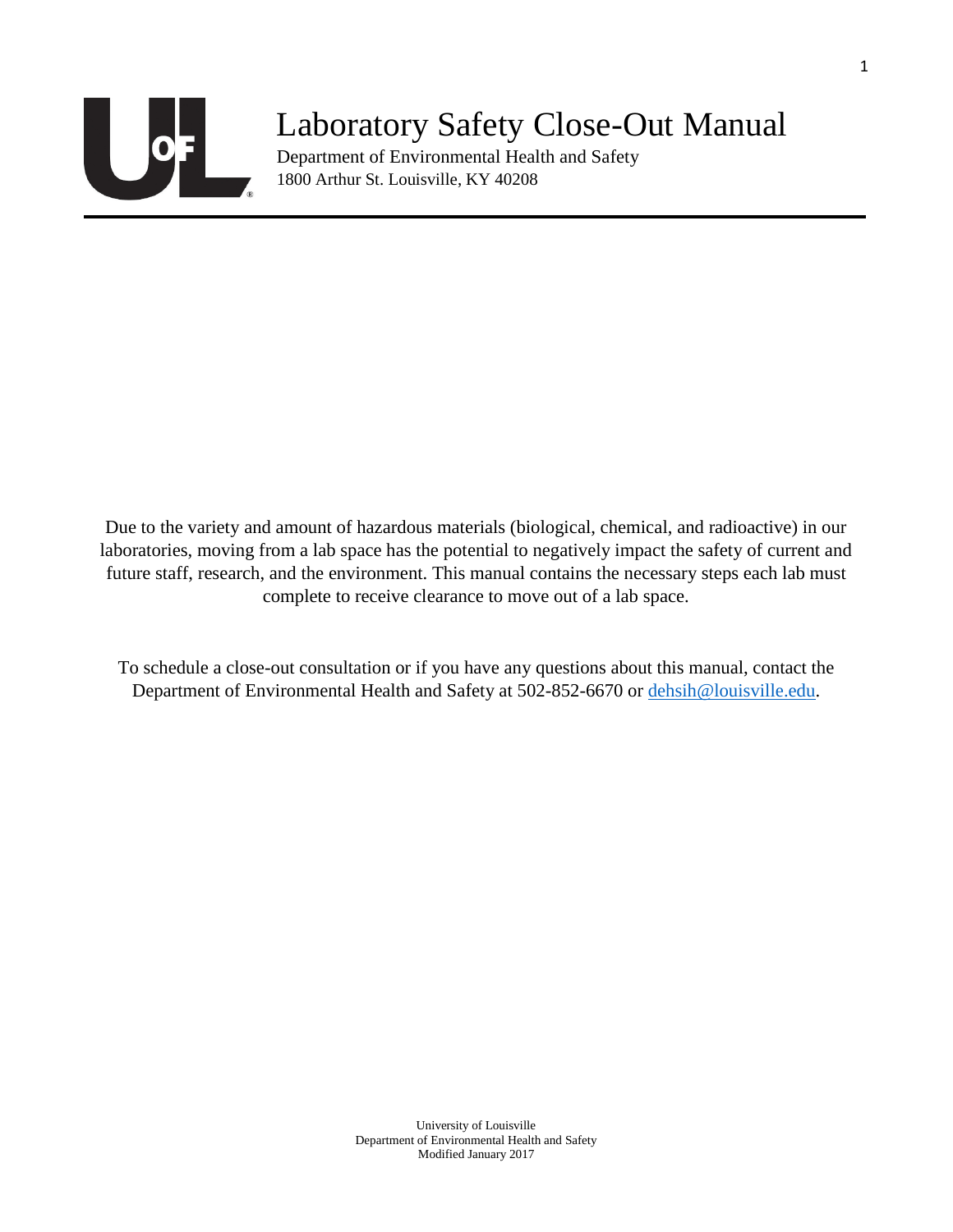# Laboratory Safety Close-Out Manual

Department of Environmental Health and Safety
1800 Arthur St. Louisville, KY 40208

Due to the variety and amount of hazardous materials (biological, chemical, and radioactive) in our laboratories, moving from a lab space has the potential to negatively impact the safety of current and future staff, research, and the environment. This manual contains the necessary steps each lab must complete to receive clearance to move out of a lab space.

To schedule a close-out consultation or if you have any questions about this manual, contact the Department of Environmental Health and Safety at 502-852-6670 or [dehsih@louisville.edu](mailto:dehsih@louisville.edu).

University of Louisville
Department of Environmental Health and Safety
Modified January 2017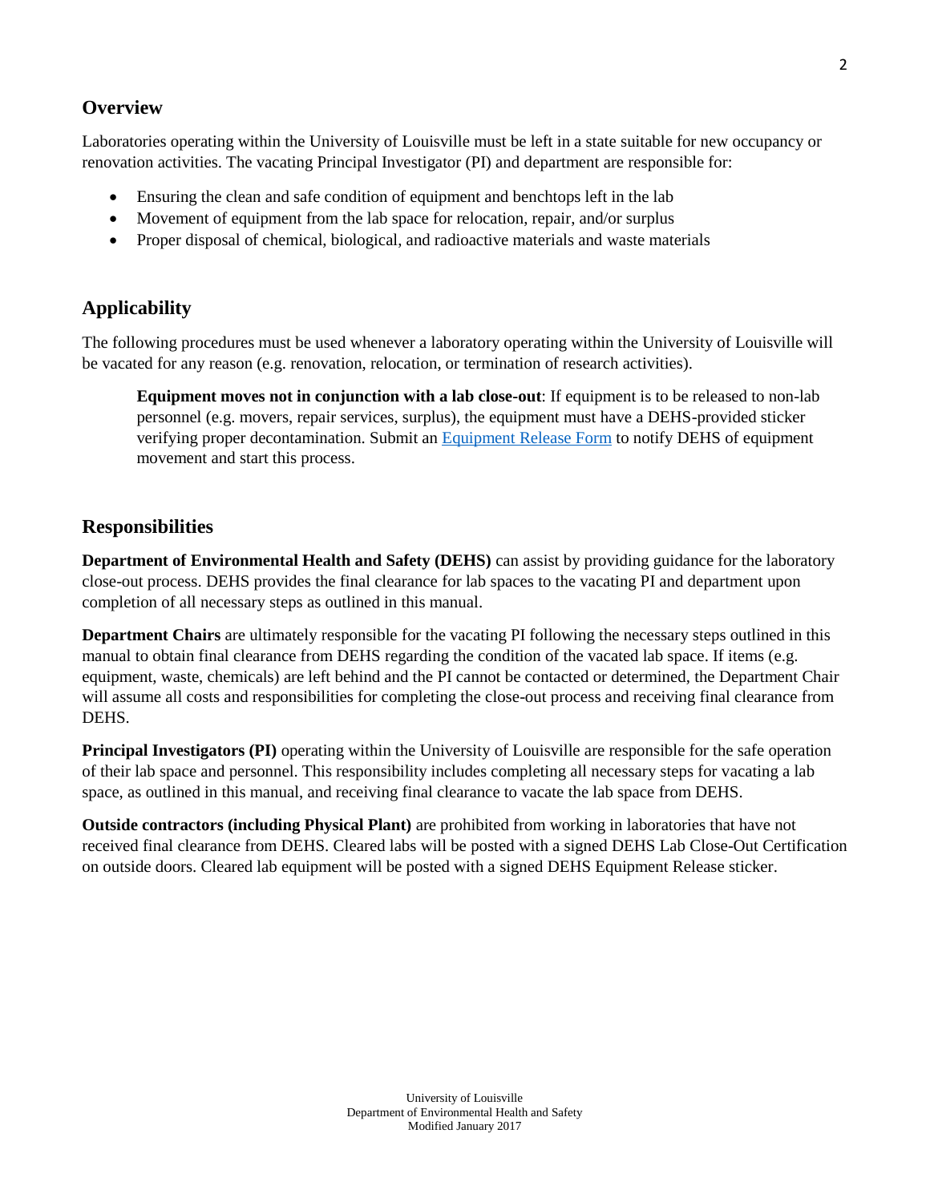## Overview

Laboratories operating within the University of Louisville must be left in a state suitable for new occupancy or renovation activities. The vacating Principal Investigator (PI) and department are responsible for:

- Ensuring the clean and safe condition of equipment and benchtops left in the lab
- Movement of equipment from the lab space for relocation, repair, and/or surplus
- Proper disposal of chemical, biological, and radioactive materials and waste materials

## Applicability

The following procedures must be used whenever a laboratory operating within the University of Louisville will be vacated for any reason (e.g. renovation, relocation, or termination of research activities).

> **Equipment moves not in conjunction with a lab close-out**: If equipment is to be released to non-lab personnel (e.g. movers, repair services, surplus), the equipment must have a DEHS-provided sticker verifying proper decontamination. Submit an Equipment Release Form to notify DEHS of equipment movement and start this process.

## Responsibilities

**Department of Environmental Health and Safety (DEHS)** can assist by providing guidance for the laboratory close-out process. DEHS provides the final clearance for lab spaces to the vacating PI and department upon completion of all necessary steps as outlined in this manual.

**Department Chairs** are ultimately responsible for the vacating PI following the necessary steps outlined in this manual to obtain final clearance from DEHS regarding the condition of the vacated lab space. If items (e.g. equipment, waste, chemicals) are left behind and the PI cannot be contacted or determined, the Department Chair will assume all costs and responsibilities for completing the close-out process and receiving final clearance from DEHS.

**Principal Investigators (PI)** operating within the University of Louisville are responsible for the safe operation of their lab space and personnel. This responsibility includes completing all necessary steps for vacating a lab space, as outlined in this manual, and receiving final clearance to vacate the lab space from DEHS.

**Outside contractors (including Physical Plant)** are prohibited from working in laboratories that have not received final clearance from DEHS. Cleared labs will be posted with a signed DEHS Lab Close-Out Certification on outside doors. Cleared lab equipment will be posted with a signed DEHS Equipment Release sticker.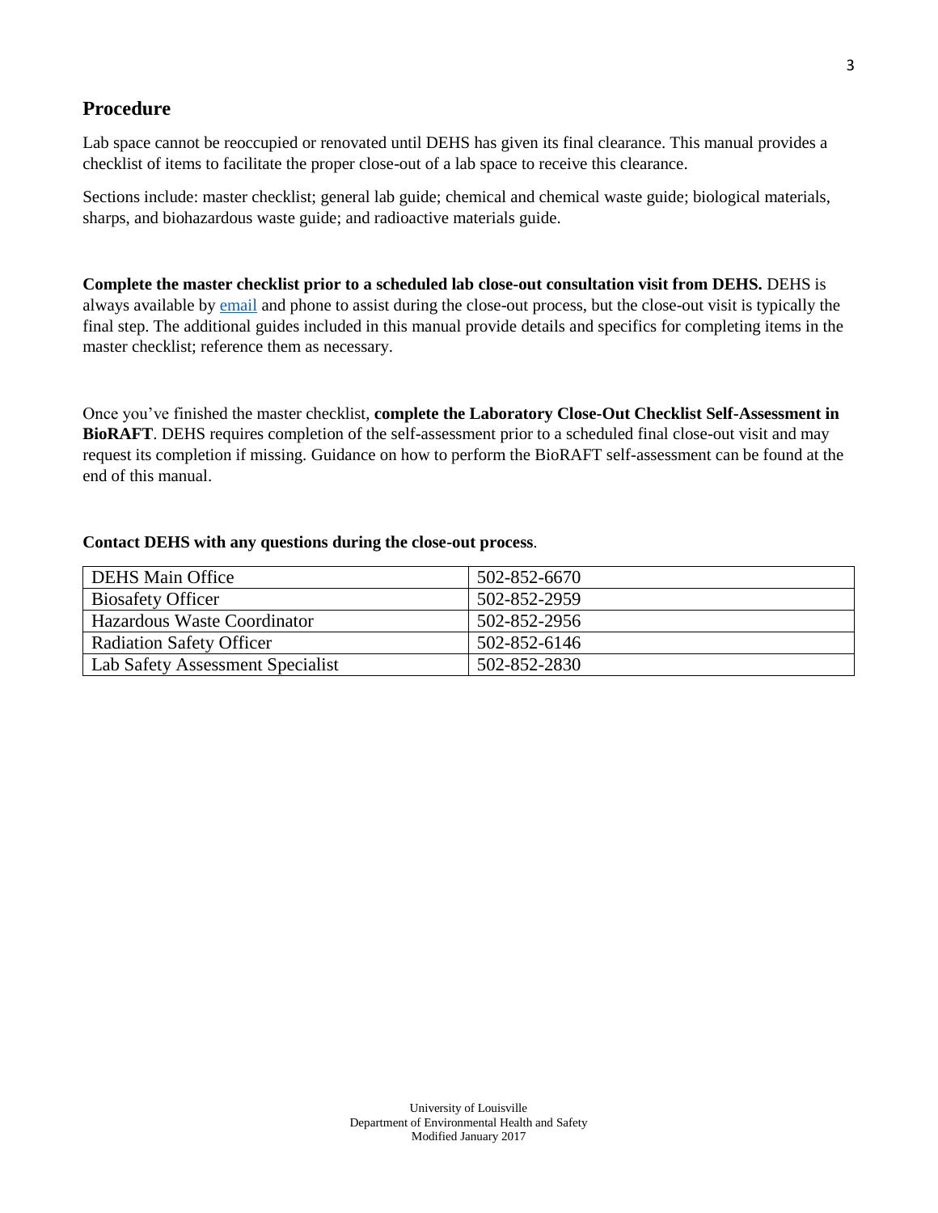## Procedure

Lab space cannot be reoccupied or renovated until DEHS has given its final clearance. This manual provides a checklist of items to facilitate the proper close-out of a lab space to receive this clearance.

Sections include: master checklist; general lab guide; chemical and chemical waste guide; biological materials, sharps, and biohazardous waste guide; and radioactive materials guide.

**Complete the master checklist prior to a scheduled lab close-out consultation visit from DEHS.** DEHS is always available by email and phone to assist during the close-out process, but the close-out visit is typically the final step. The additional guides included in this manual provide details and specifics for completing items in the master checklist; reference them as necessary.

Once you've finished the master checklist, **complete the Laboratory Close-Out Checklist Self-Assessment in BioRAFT**. DEHS requires completion of the self-assessment prior to a scheduled final close-out visit and may request its completion if missing. Guidance on how to perform the BioRAFT self-assessment can be found at the end of this manual.

**Contact DEHS with any questions during the close-out process**.

| | |
|---|---|
| DEHS Main Office | 502-852-6670 |
| Biosafety Officer | 502-852-2959 |
| Hazardous Waste Coordinator | 502-852-2956 |
| Radiation Safety Officer | 502-852-6146 |
| Lab Safety Assessment Specialist | 502-852-2830 |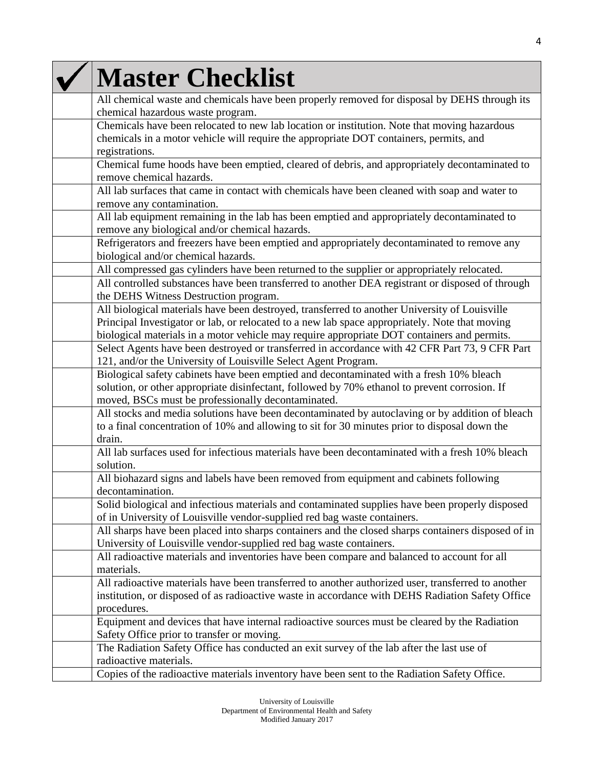| ✓ | Master Checklist |
|---|---|
| | All chemical waste and chemicals have been properly removed for disposal by DEHS through its chemical hazardous waste program. |
| | Chemicals have been relocated to new lab location or institution. Note that moving hazardous chemicals in a motor vehicle will require the appropriate DOT containers, permits, and registrations. |
| | Chemical fume hoods have been emptied, cleared of debris, and appropriately decontaminated to remove chemical hazards. |
| | All lab surfaces that came in contact with chemicals have been cleaned with soap and water to remove any contamination. |
| | All lab equipment remaining in the lab has been emptied and appropriately decontaminated to remove any biological and/or chemical hazards. |
| | Refrigerators and freezers have been emptied and appropriately decontaminated to remove any biological and/or chemical hazards. |
| | All compressed gas cylinders have been returned to the supplier or appropriately relocated. |
| | All controlled substances have been transferred to another DEA registrant or disposed of through the DEHS Witness Destruction program. |
| | All biological materials have been destroyed, transferred to another University of Louisville Principal Investigator or lab, or relocated to a new lab space appropriately. Note that moving biological materials in a motor vehicle may require appropriate DOT containers and permits. |
| | Select Agents have been destroyed or transferred in accordance with 42 CFR Part 73, 9 CFR Part 121, and/or the University of Louisville Select Agent Program. |
| | Biological safety cabinets have been emptied and decontaminated with a fresh 10% bleach solution, or other appropriate disinfectant, followed by 70% ethanol to prevent corrosion. If moved, BSCs must be professionally decontaminated. |
| | All stocks and media solutions have been decontaminated by autoclaving or by addition of bleach to a final concentration of 10% and allowing to sit for 30 minutes prior to disposal down the drain. |
| | All lab surfaces used for infectious materials have been decontaminated with a fresh 10% bleach solution. |
| | All biohazard signs and labels have been removed from equipment and cabinets following decontamination. |
| | Solid biological and infectious materials and contaminated supplies have been properly disposed of in University of Louisville vendor-supplied red bag waste containers. |
| | All sharps have been placed into sharps containers and the closed sharps containers disposed of in University of Louisville vendor-supplied red bag waste containers. |
| | All radioactive materials and inventories have been compare and balanced to account for all materials. |
| | All radioactive materials have been transferred to another authorized user, transferred to another institution, or disposed of as radioactive waste in accordance with DEHS Radiation Safety Office procedures. |
| | Equipment and devices that have internal radioactive sources must be cleared by the Radiation Safety Office prior to transfer or moving. |
| | The Radiation Safety Office has conducted an exit survey of the lab after the last use of radioactive materials. |
| | Copies of the radioactive materials inventory have been sent to the Radiation Safety Office. |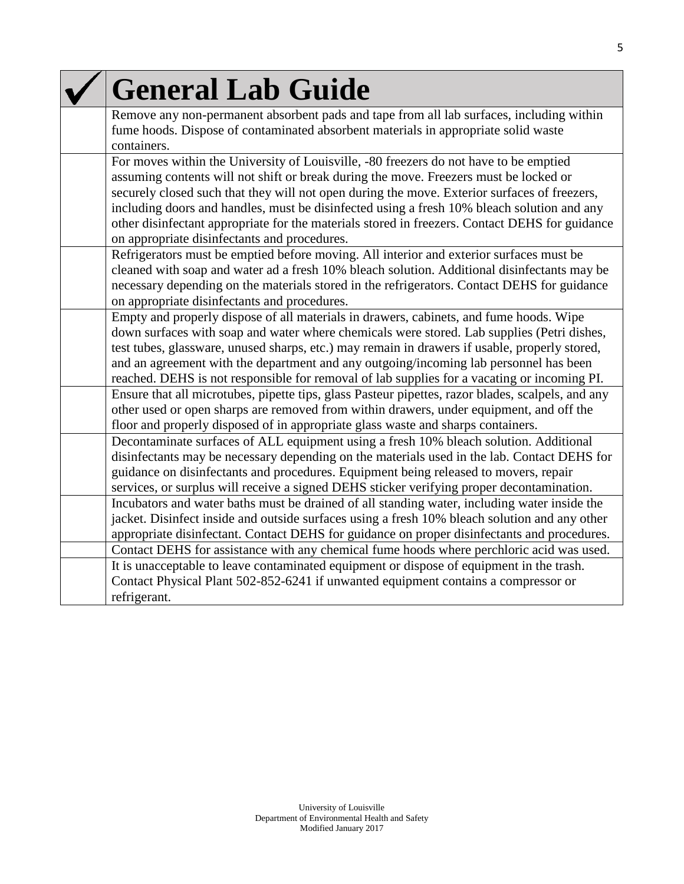| ✓ | General Lab Guide |
|---|---|
| | Remove any non-permanent absorbent pads and tape from all lab surfaces, including within fume hoods. Dispose of contaminated absorbent materials in appropriate solid waste containers. |
| | For moves within the University of Louisville, -80 freezers do not have to be emptied assuming contents will not shift or break during the move. Freezers must be locked or securely closed such that they will not open during the move. Exterior surfaces of freezers, including doors and handles, must be disinfected using a fresh 10% bleach solution and any other disinfectant appropriate for the materials stored in freezers. Contact DEHS for guidance on appropriate disinfectants and procedures. |
| | Refrigerators must be emptied before moving. All interior and exterior surfaces must be cleaned with soap and water ad a fresh 10% bleach solution. Additional disinfectants may be necessary depending on the materials stored in the refrigerators. Contact DEHS for guidance on appropriate disinfectants and procedures. |
| | Empty and properly dispose of all materials in drawers, cabinets, and fume hoods. Wipe down surfaces with soap and water where chemicals were stored. Lab supplies (Petri dishes, test tubes, glassware, unused sharps, etc.) may remain in drawers if usable, properly stored, and an agreement with the department and any outgoing/incoming lab personnel has been reached. DEHS is not responsible for removal of lab supplies for a vacating or incoming PI. |
| | Ensure that all microtubes, pipette tips, glass Pasteur pipettes, razor blades, scalpels, and any other used or open sharps are removed from within drawers, under equipment, and off the floor and properly disposed of in appropriate glass waste and sharps containers. |
| | Decontaminate surfaces of ALL equipment using a fresh 10% bleach solution. Additional disinfectants may be necessary depending on the materials used in the lab. Contact DEHS for guidance on disinfectants and procedures. Equipment being released to movers, repair services, or surplus will receive a signed DEHS sticker verifying proper decontamination. |
| | Incubators and water baths must be drained of all standing water, including water inside the jacket. Disinfect inside and outside surfaces using a fresh 10% bleach solution and any other appropriate disinfectant. Contact DEHS for guidance on proper disinfectants and procedures. |
| | Contact DEHS for assistance with any chemical fume hoods where perchloric acid was used. |
| | It is unacceptable to leave contaminated equipment or dispose of equipment in the trash. Contact Physical Plant 502-852-6241 if unwanted equipment contains a compressor or refrigerant. |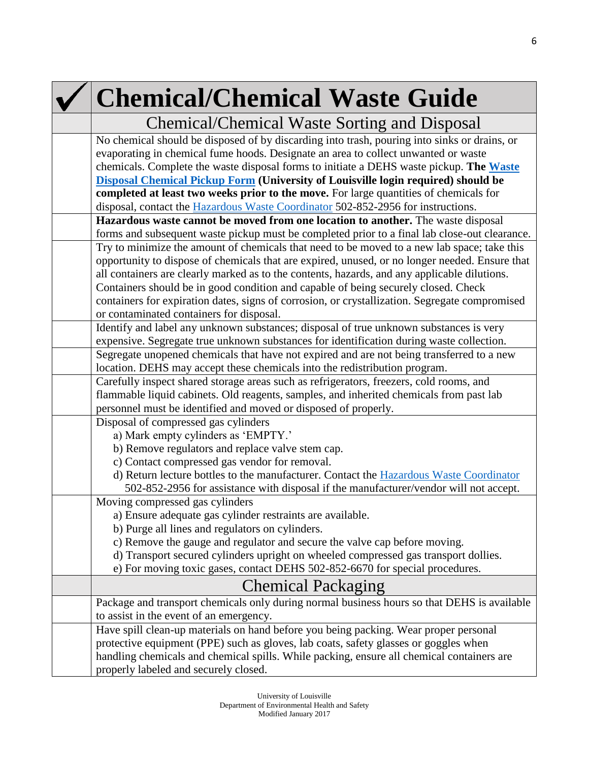# ✓ Chemical/Chemical Waste Guide

## Chemical/Chemical Waste Sorting and Disposal

| ✓ | Item |
|---|---|
| | No chemical should be disposed of by discarding into trash, pouring into sinks or drains, or evaporating in chemical fume hoods. Designate an area to collect unwanted or waste chemicals. Complete the waste disposal forms to initiate a DEHS waste pickup. **The Waste Disposal Chemical Pickup Form (University of Louisville login required) should be completed at least two weeks prior to the move.** For large quantities of chemicals for disposal, contact the Hazardous Waste Coordinator 502-852-2956 for instructions. |
| | **Hazardous waste cannot be moved from one location to another.** The waste disposal forms and subsequent waste pickup must be completed prior to a final lab close-out clearance. |
| | Try to minimize the amount of chemicals that need to be moved to a new lab space; take this opportunity to dispose of chemicals that are expired, unused, or no longer needed. Ensure that all containers are clearly marked as to the contents, hazards, and any applicable dilutions. Containers should be in good condition and capable of being securely closed. Check containers for expiration dates, signs of corrosion, or crystallization. Segregate compromised or contaminated containers for disposal. |
| | Identify and label any unknown substances; disposal of true unknown substances is very expensive. Segregate true unknown substances for identification during waste collection. |
| | Segregate unopened chemicals that have not expired and are not being transferred to a new location. DEHS may accept these chemicals into the redistribution program. |
| | Carefully inspect shared storage areas such as refrigerators, freezers, cold rooms, and flammable liquid cabinets. Old reagents, samples, and inherited chemicals from past lab personnel must be identified and moved or disposed of properly. |
| | Disposal of compressed gas cylinders<br>a) Mark empty cylinders as 'EMPTY.'<br>b) Remove regulators and replace valve stem cap.<br>c) Contact compressed gas vendor for removal.<br>d) Return lecture bottles to the manufacturer. Contact the Hazardous Waste Coordinator 502-852-2956 for assistance with disposal if the manufacturer/vendor will not accept. |
| | Moving compressed gas cylinders<br>a) Ensure adequate gas cylinder restraints are available.<br>b) Purge all lines and regulators on cylinders.<br>c) Remove the gauge and regulator and secure the valve cap before moving.<br>d) Transport secured cylinders upright on wheeled compressed gas transport dollies.<br>e) For moving toxic gases, contact DEHS 502-852-6670 for special procedures. |

## Chemical Packaging

| ✓ | Item |
|---|---|
| | Package and transport chemicals only during normal business hours so that DEHS is available to assist in the event of an emergency. |
| | Have spill clean-up materials on hand before you being packing. Wear proper personal protective equipment (PPE) such as gloves, lab coats, safety glasses or goggles when handling chemicals and chemical spills. While packing, ensure all chemical containers are properly labeled and securely closed. |

University of Louisville
Department of Environmental Health and Safety
Modified January 2017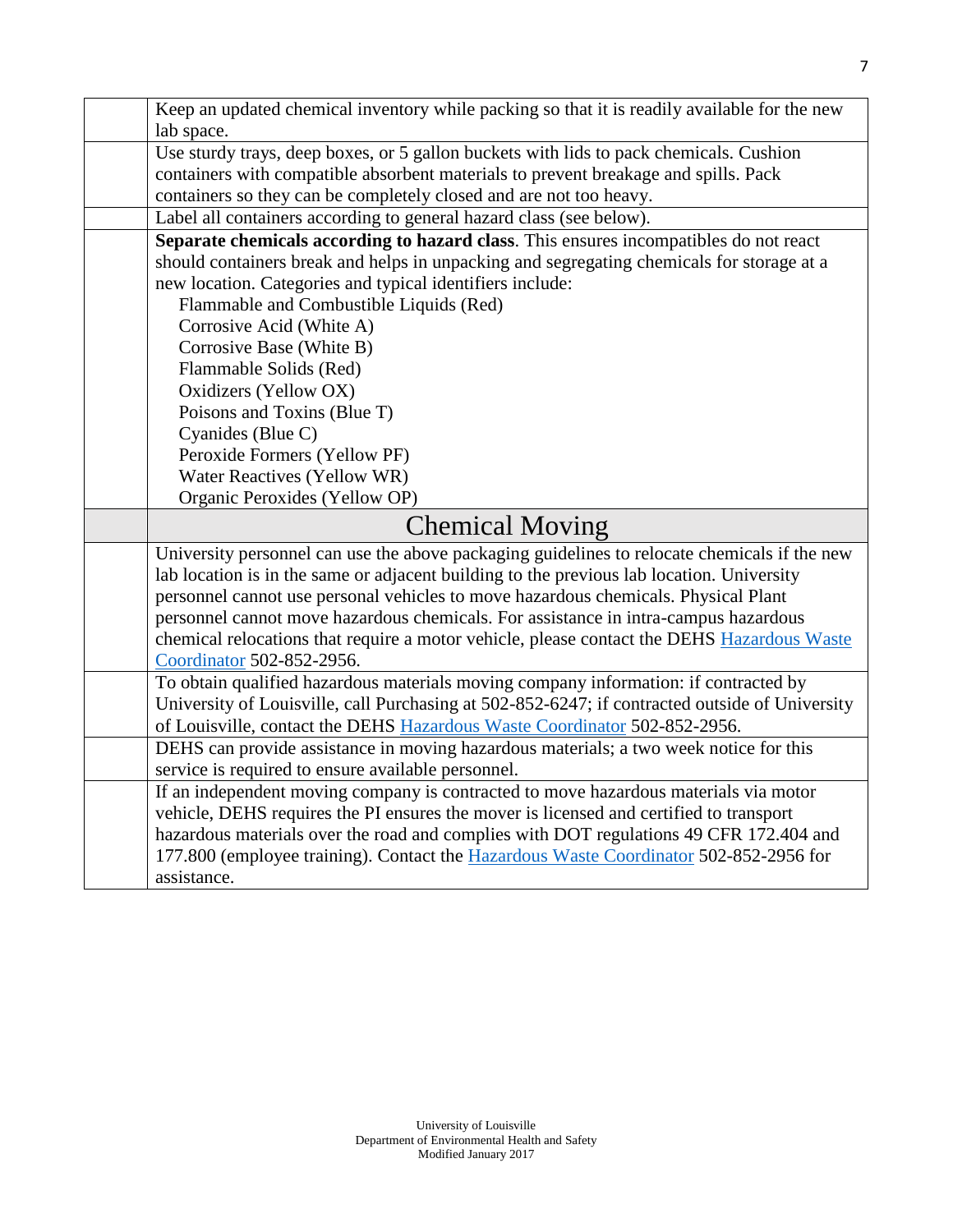| | |
|---|---|
| | Keep an updated chemical inventory while packing so that it is readily available for the new lab space. |
| | Use sturdy trays, deep boxes, or 5 gallon buckets with lids to pack chemicals. Cushion containers with compatible absorbent materials to prevent breakage and spills. Pack containers so they can be completely closed and are not too heavy. |
| | Label all containers according to general hazard class (see below). |
| | **Separate chemicals according to hazard class**. This ensures incompatibles do not react should containers break and helps in unpacking and segregating chemicals for storage at a new location. Categories and typical identifiers include:<br>Flammable and Combustible Liquids (Red)<br>Corrosive Acid (White A)<br>Corrosive Base (White B)<br>Flammable Solids (Red)<br>Oxidizers (Yellow OX)<br>Poisons and Toxins (Blue T)<br>Cyanides (Blue C)<br>Peroxide Formers (Yellow PF)<br>Water Reactives (Yellow WR)<br>Organic Peroxides (Yellow OP) |
| | **Chemical Moving** |
| | University personnel can use the above packaging guidelines to relocate chemicals if the new lab location is in the same or adjacent building to the previous lab location. University personnel cannot use personal vehicles to move hazardous chemicals. Physical Plant personnel cannot move hazardous chemicals. For assistance in intra-campus hazardous chemical relocations that require a motor vehicle, please contact the DEHS Hazardous Waste Coordinator 502-852-2956. |
| | To obtain qualified hazardous materials moving company information: if contracted by University of Louisville, call Purchasing at 502-852-6247; if contracted outside of University of Louisville, contact the DEHS Hazardous Waste Coordinator 502-852-2956. |
| | DEHS can provide assistance in moving hazardous materials; a two week notice for this service is required to ensure available personnel. |
| | If an independent moving company is contracted to move hazardous materials via motor vehicle, DEHS requires the PI ensures the mover is licensed and certified to transport hazardous materials over the road and complies with DOT regulations 49 CFR 172.404 and 177.800 (employee training). Contact the Hazardous Waste Coordinator 502-852-2956 for assistance. |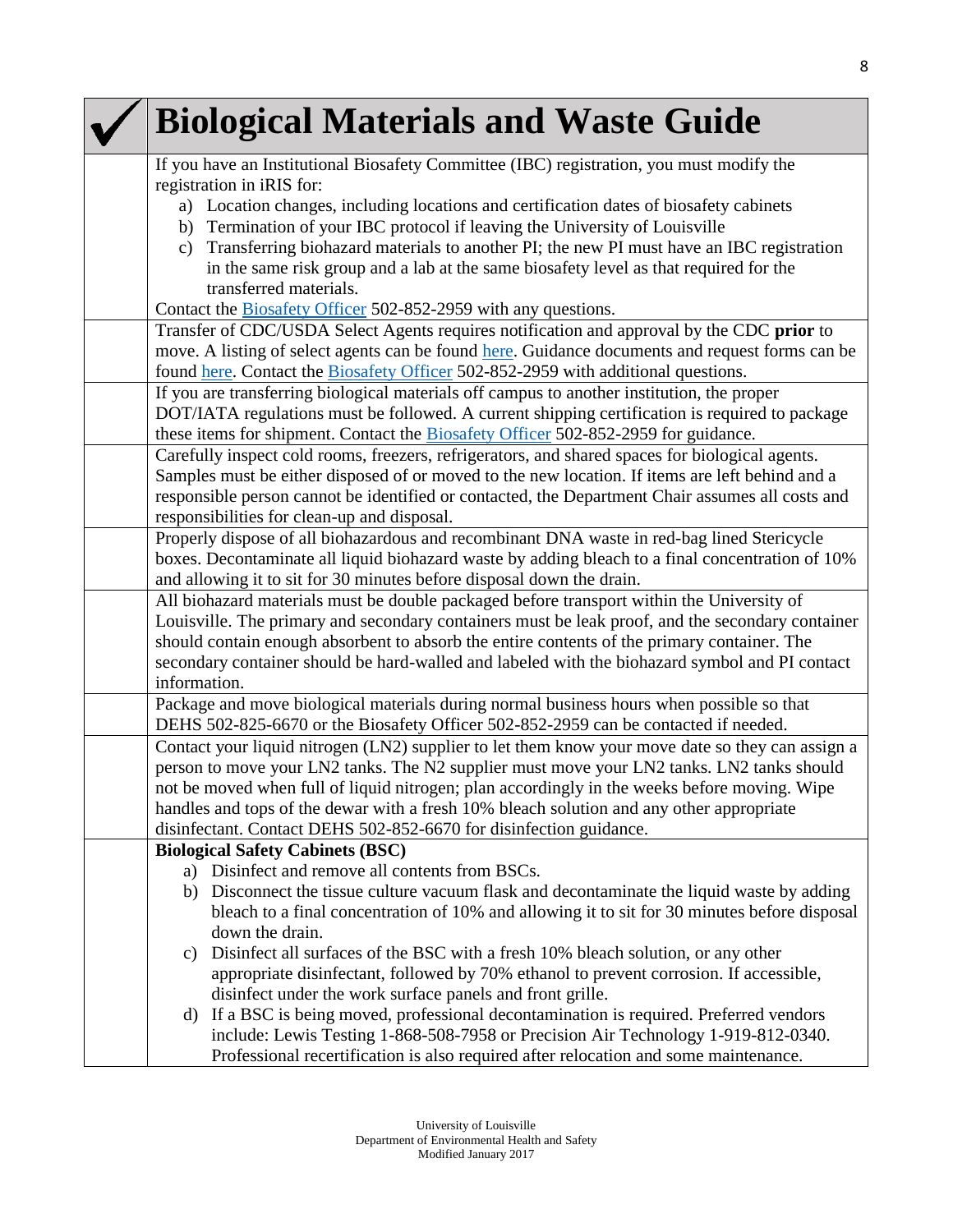# ✓ Biological Materials and Waste Guide

| | |
|---|---|
| | If you have an Institutional Biosafety Committee (IBC) registration, you must modify the registration in iRIS for:<br>a) Location changes, including locations and certification dates of biosafety cabinets<br>b) Termination of your IBC protocol if leaving the University of Louisville<br>c) Transferring biohazard materials to another PI; the new PI must have an IBC registration in the same risk group and a lab at the same biosafety level as that required for the transferred materials.<br>Contact the Biosafety Officer 502-852-2959 with any questions. |
| | Transfer of CDC/USDA Select Agents requires notification and approval by the CDC **prior** to move. A listing of select agents can be found here. Guidance documents and request forms can be found here. Contact the Biosafety Officer 502-852-2959 with additional questions. |
| | If you are transferring biological materials off campus to another institution, the proper DOT/IATA regulations must be followed. A current shipping certification is required to package these items for shipment. Contact the Biosafety Officer 502-852-2959 for guidance. |
| | Carefully inspect cold rooms, freezers, refrigerators, and shared spaces for biological agents. Samples must be either disposed of or moved to the new location. If items are left behind and a responsible person cannot be identified or contacted, the Department Chair assumes all costs and responsibilities for clean-up and disposal. |
| | Properly dispose of all biohazardous and recombinant DNA waste in red-bag lined Stericycle boxes. Decontaminate all liquid biohazard waste by adding bleach to a final concentration of 10% and allowing it to sit for 30 minutes before disposal down the drain. |
| | All biohazard materials must be double packaged before transport within the University of Louisville. The primary and secondary containers must be leak proof, and the secondary container should contain enough absorbent to absorb the entire contents of the primary container. The secondary container should be hard-walled and labeled with the biohazard symbol and PI contact information. |
| | Package and move biological materials during normal business hours when possible so that DEHS 502-825-6670 or the Biosafety Officer 502-852-2959 can be contacted if needed. |
| | Contact your liquid nitrogen (LN2) supplier to let them know your move date so they can assign a person to move your LN2 tanks. The N2 supplier must move your LN2 tanks. LN2 tanks should not be moved when full of liquid nitrogen; plan accordingly in the weeks before moving. Wipe handles and tops of the dewar with a fresh 10% bleach solution and any other appropriate disinfectant. Contact DEHS 502-852-6670 for disinfection guidance. |
| | **Biological Safety Cabinets (BSC)**<br>a) Disinfect and remove all contents from BSCs.<br>b) Disconnect the tissue culture vacuum flask and decontaminate the liquid waste by adding bleach to a final concentration of 10% and allowing it to sit for 30 minutes before disposal down the drain.<br>c) Disinfect all surfaces of the BSC with a fresh 10% bleach solution, or any other appropriate disinfectant, followed by 70% ethanol to prevent corrosion. If accessible, disinfect under the work surface panels and front grille.<br>d) If a BSC is being moved, professional decontamination is required. Preferred vendors include: Lewis Testing 1-868-508-7958 or Precision Air Technology 1-919-812-0340. Professional recertification is also required after relocation and some maintenance. |

University of Louisville
Department of Environmental Health and Safety
Modified January 2017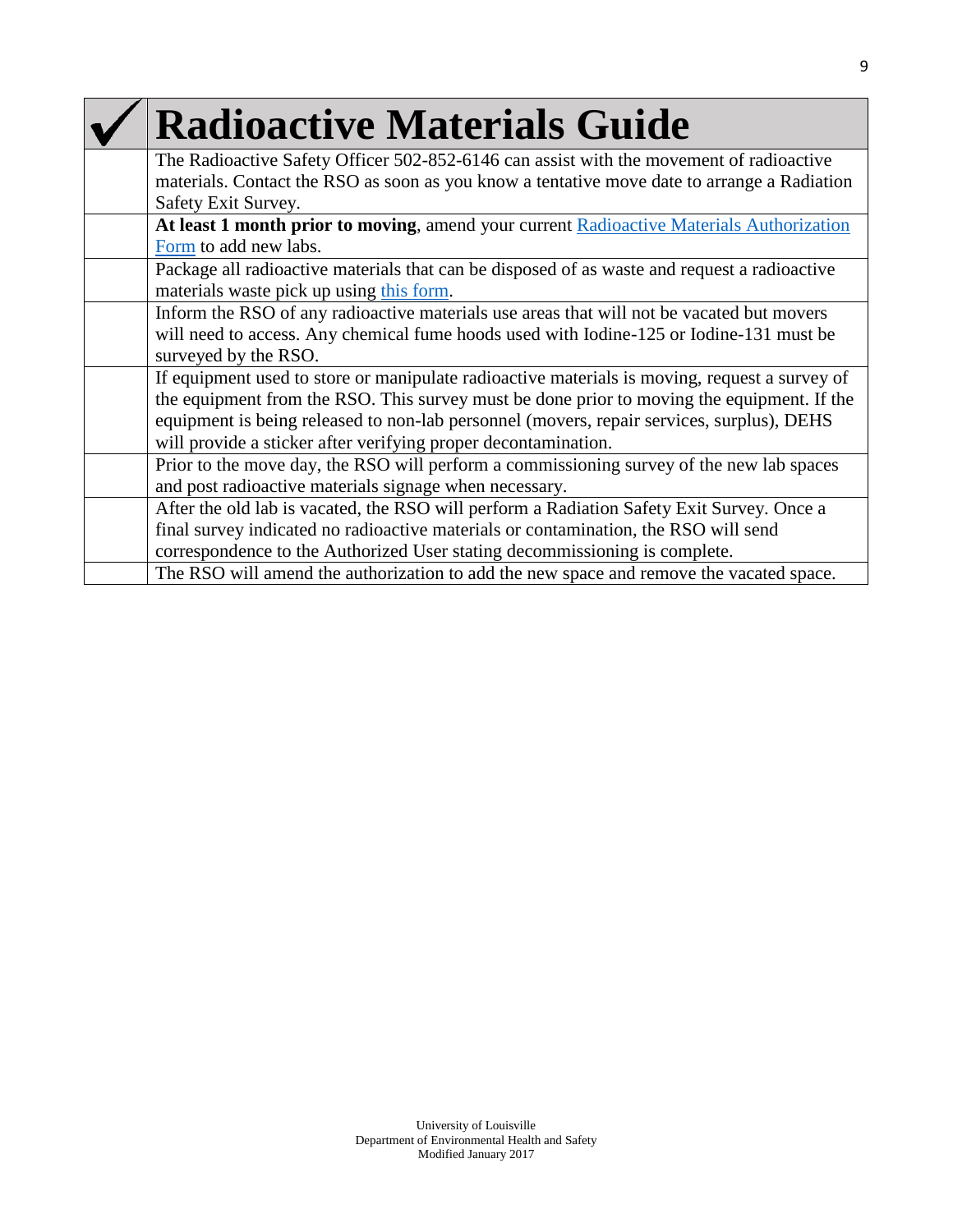| ✓ | Radioactive Materials Guide |
|---|---|
| | The Radioactive Safety Officer 502-852-6146 can assist with the movement of radioactive materials. Contact the RSO as soon as you know a tentative move date to arrange a Radiation Safety Exit Survey. |
| | **At least 1 month prior to moving**, amend your current Radioactive Materials Authorization Form to add new labs. |
| | Package all radioactive materials that can be disposed of as waste and request a radioactive materials waste pick up using this form. |
| | Inform the RSO of any radioactive materials use areas that will not be vacated but movers will need to access. Any chemical fume hoods used with Iodine-125 or Iodine-131 must be surveyed by the RSO. |
| | If equipment used to store or manipulate radioactive materials is moving, request a survey of the equipment from the RSO. This survey must be done prior to moving the equipment. If the equipment is being released to non-lab personnel (movers, repair services, surplus), DEHS will provide a sticker after verifying proper decontamination. |
| | Prior to the move day, the RSO will perform a commissioning survey of the new lab spaces and post radioactive materials signage when necessary. |
| | After the old lab is vacated, the RSO will perform a Radiation Safety Exit Survey. Once a final survey indicated no radioactive materials or contamination, the RSO will send correspondence to the Authorized User stating decommissioning is complete. |
| | The RSO will amend the authorization to add the new space and remove the vacated space. |

University of Louisville
Department of Environmental Health and Safety
Modified January 2017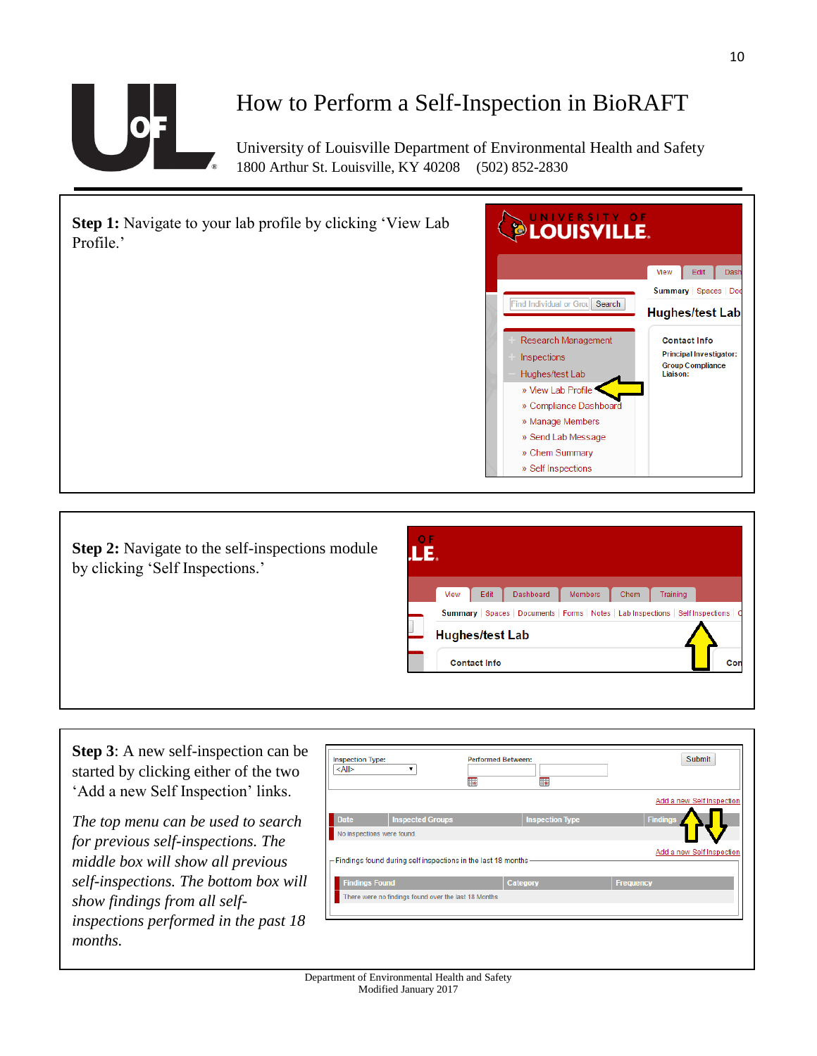# How to Perform a Self-Inspection in BioRAFT

University of Louisville Department of Environmental Health and Safety
1800 Arthur St. Louisville, KY 40208 (502) 852-2830

---

**Step 1:** Navigate to your lab profile by clicking 'View Lab Profile.'

**Step 2:** Navigate to the self-inspections module by clicking 'Self Inspections.'

**Step 3**: A new self-inspection can be started by clicking either of the two 'Add a new Self Inspection' links.

*The top menu can be used to search for previous self-inspections. The middle box will show all previous self-inspections. The bottom box will show findings from all self-inspections performed in the past 18 months.*

Department of Environmental Health and Safety
Modified January 2017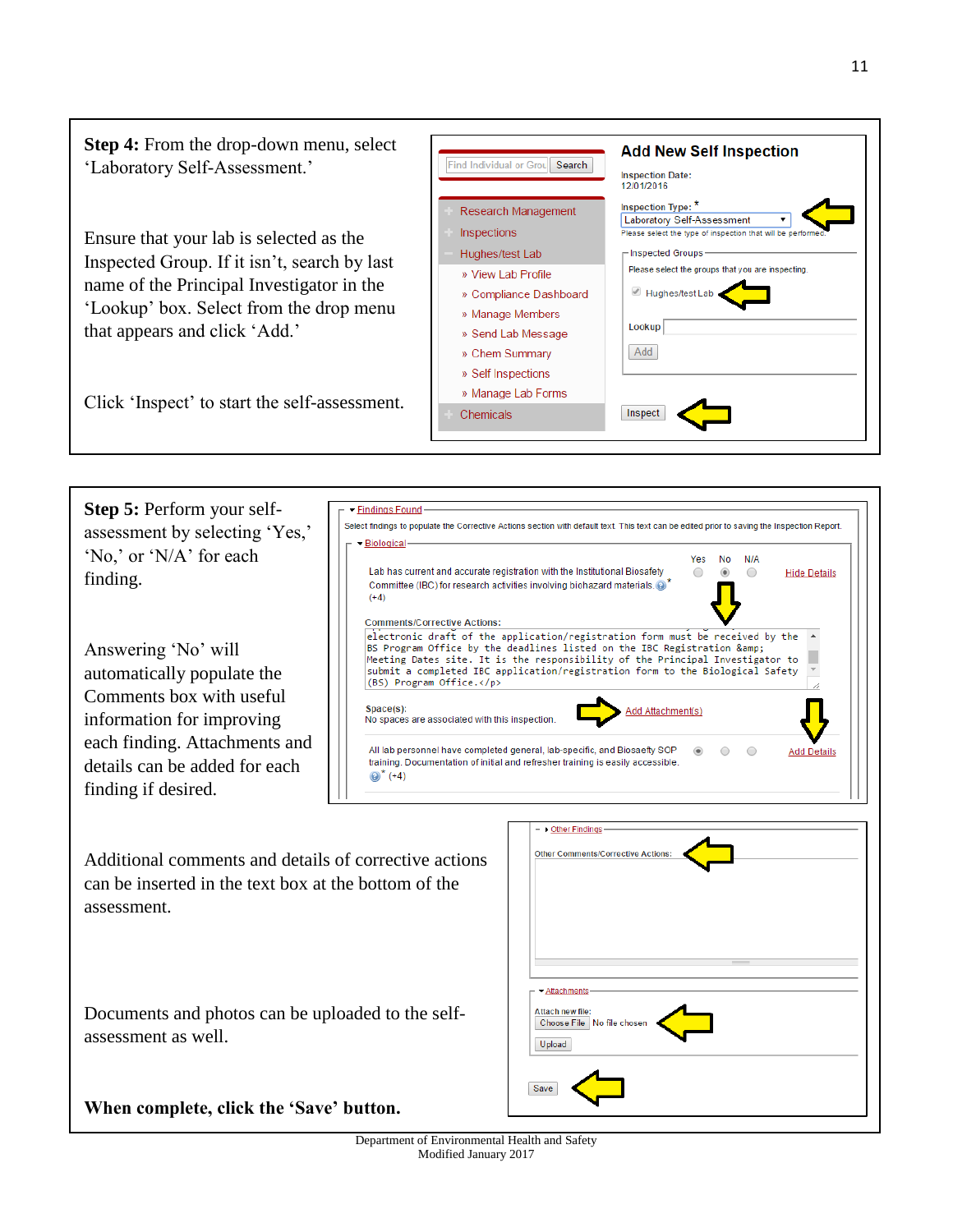**Step 4:** From the drop-down menu, select 'Laboratory Self-Assessment.'

Ensure that your lab is selected as the Inspected Group. If it isn't, search by last name of the Principal Investigator in the 'Lookup' box. Select from the drop menu that appears and click 'Add.'

Click 'Inspect' to start the self-assessment.

Find Individual or Grou Search

Research Management
Inspections
Hughes/test Lab
» View Lab Profile
» Compliance Dashboard
» Manage Members
» Send Lab Message
» Chem Summary
» Self Inspections
» Manage Lab Forms
Chemicals

Add New Self Inspection

Inspection Date:
12/01/2016

Inspection Type: *
Laboratory Self-Assessment
Please select the type of inspection that will be performed.

Inspected Groups
Please select the groups that you are inspecting.
Hughes/test Lab

Lookup
Add

Inspect

**Step 5:** Perform your self-assessment by selecting 'Yes,' 'No,' or 'N/A' for each finding.

Answering 'No' will automatically populate the Comments box with useful information for improving each finding. Attachments and details can be added for each finding if desired.

Findings Found
Select findings to populate the Corrective Actions section with default text. This text can be edited prior to saving the Inspection Report.

Biological

Yes No N/A

Lab has current and accurate registration with the Institutional Biosafety Committee (IBC) for research activities involving biohazard materials. * (+4) Hide Details

Comments/Corrective Actions:
electronic draft of the application/registration form must be received by the BS Program Office by the deadlines listed on the IBC Registration &amp; Meeting Dates site. It is the responsibility of the Principal Investigator to submit a completed IBC application/registration form to the Biological Safety (BS) Program Office.</p>

Space(s):
No spaces are associated with this inspection. Add Attachment(s)

All lab personnel have completed general, lab-specific, and Biosaefty SOP training. Documentation of initial and refresher training is easily accessible. * (+4) Add Details

Additional comments and details of corrective actions can be inserted in the text box at the bottom of the assessment.

Other Findings
Other Comments/Corrective Actions:

Documents and photos can be uploaded to the self-assessment as well.

Attachments
Attach new file:
Choose File No file chosen
Upload

**When complete, click the 'Save' button.**

Save

Department of Environmental Health and Safety
Modified January 2017